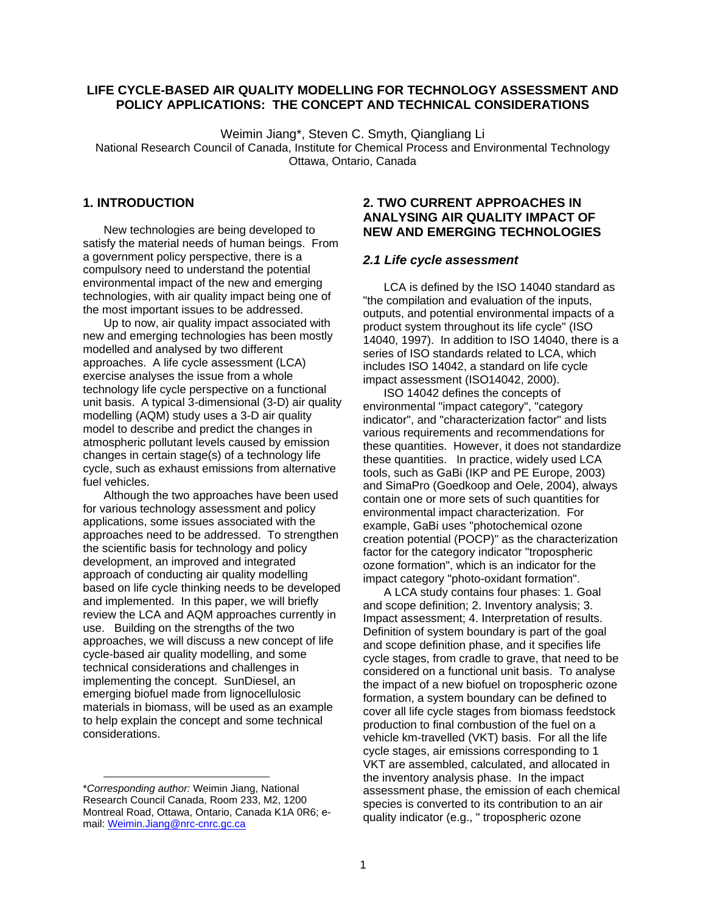# LIFE CYCLE-BASED AIR QUALITY MODELLING FOR TECHNOLOGY ASSESSMENT AND POLICY APPLICATIONS: THE CONCEPT AND TECHNICAL CONSIDERATIONS

Weimin Jiang*, Steven C. Smyth, Qiangliang Li

National Research Council of Canada, Institute for Chemical Process and Environmental Technology
Ottawa, Ontario, Canada

## 1. INTRODUCTION

New technologies are being developed to satisfy the material needs of human beings. From a government policy perspective, there is a compulsory need to understand the potential environmental impact of the new and emerging technologies, with air quality impact being one of the most important issues to be addressed.

Up to now, air quality impact associated with new and emerging technologies has been mostly modelled and analysed by two different approaches. A life cycle assessment (LCA) exercise analyses the issue from a whole technology life cycle perspective on a functional unit basis. A typical 3-dimensional (3-D) air quality modelling (AQM) study uses a 3-D air quality model to describe and predict the changes in atmospheric pollutant levels caused by emission changes in certain stage(s) of a technology life cycle, such as exhaust emissions from alternative fuel vehicles.

Although the two approaches have been used for various technology assessment and policy applications, some issues associated with the approaches need to be addressed. To strengthen the scientific basis for technology and policy development, an improved and integrated approach of conducting air quality modelling based on life cycle thinking needs to be developed and implemented. In this paper, we will briefly review the LCA and AQM approaches currently in use. Building on the strengths of the two approaches, we will discuss a new concept of life cycle-based air quality modelling, and some technical considerations and challenges in implementing the concept. SunDiesel, an emerging biofuel made from lignocellulosic materials in biomass, will be used as an example to help explain the concept and some technical considerations.

---

\**Corresponding author:* Weimin Jiang, National Research Council Canada, Room 233, M2, 1200 Montreal Road, Ottawa, Ontario, Canada K1A 0R6; e-mail: Weimin.Jiang@nrc-cnrc.gc.ca

## 2. TWO CURRENT APPROACHES IN ANALYSING AIR QUALITY IMPACT OF NEW AND EMERGING TECHNOLOGIES

### *2.1 Life cycle assessment*

LCA is defined by the ISO 14040 standard as "the compilation and evaluation of the inputs, outputs, and potential environmental impacts of a product system throughout its life cycle" (ISO 14040, 1997). In addition to ISO 14040, there is a series of ISO standards related to LCA, which includes ISO 14042, a standard on life cycle impact assessment (ISO14042, 2000).

ISO 14042 defines the concepts of environmental "impact category", "category indicator", and "characterization factor" and lists various requirements and recommendations for these quantities. However, it does not standardize these quantities. In practice, widely used LCA tools, such as GaBi (IKP and PE Europe, 2003) and SimaPro (Goedkoop and Oele, 2004), always contain one or more sets of such quantities for environmental impact characterization. For example, GaBi uses "photochemical ozone creation potential (POCP)" as the characterization factor for the category indicator "tropospheric ozone formation", which is an indicator for the impact category "photo-oxidant formation".

A LCA study contains four phases: 1. Goal and scope definition; 2. Inventory analysis; 3. Impact assessment; 4. Interpretation of results. Definition of system boundary is part of the goal and scope definition phase, and it specifies life cycle stages, from cradle to grave, that need to be considered on a functional unit basis. To analyse the impact of a new biofuel on tropospheric ozone formation, a system boundary can be defined to cover all life cycle stages from biomass feedstock production to final combustion of the fuel on a vehicle km-travelled (VKT) basis. For all the life cycle stages, air emissions corresponding to 1 VKT are assembled, calculated, and allocated in the inventory analysis phase. In the impact assessment phase, the emission of each chemical species is converted to its contribution to an air quality indicator (e.g., " tropospheric ozone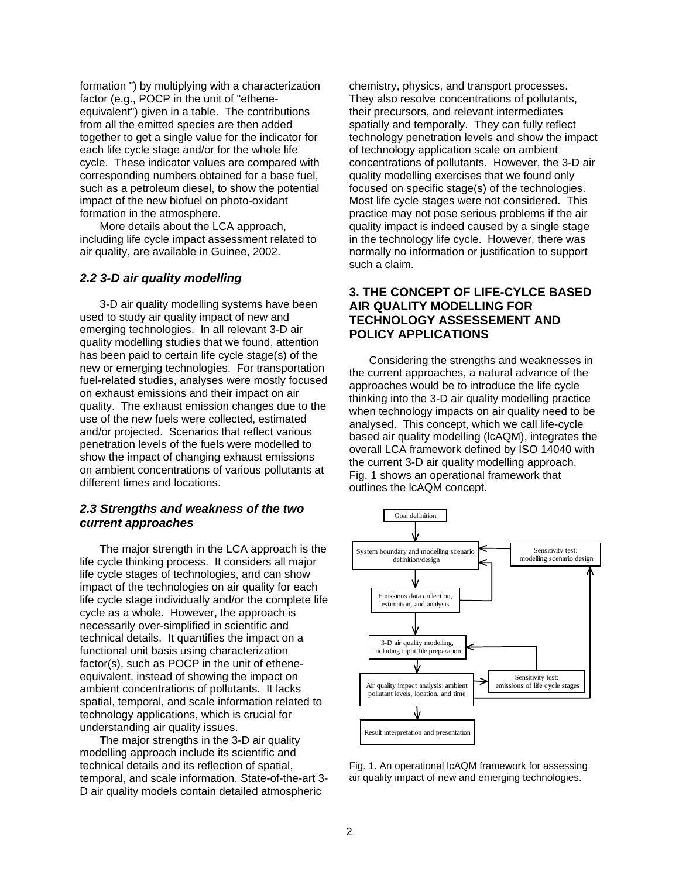formation ") by multiplying with a characterization factor (e.g., POCP in the unit of "ethene-equivalent") given in a table. The contributions from all the emitted species are then added together to get a single value for the indicator for each life cycle stage and/or for the whole life cycle. These indicator values are compared with corresponding numbers obtained for a base fuel, such as a petroleum diesel, to show the potential impact of the new biofuel on photo-oxidant formation in the atmosphere.

More details about the LCA approach, including life cycle impact assessment related to air quality, are available in Guinee, 2002.

### *2.2 3-D air quality modelling*

3-D air quality modelling systems have been used to study air quality impact of new and emerging technologies. In all relevant 3-D air quality modelling studies that we found, attention has been paid to certain life cycle stage(s) of the new or emerging technologies. For transportation fuel-related studies, analyses were mostly focused on exhaust emissions and their impact on air quality. The exhaust emission changes due to the use of the new fuels were collected, estimated and/or projected. Scenarios that reflect various penetration levels of the fuels were modelled to show the impact of changing exhaust emissions on ambient concentrations of various pollutants at different times and locations.

### *2.3 Strengths and weakness of the two current approaches*

The major strength in the LCA approach is the life cycle thinking process. It considers all major life cycle stages of technologies, and can show impact of the technologies on air quality for each life cycle stage individually and/or the complete life cycle as a whole. However, the approach is necessarily over-simplified in scientific and technical details. It quantifies the impact on a functional unit basis using characterization factor(s), such as POCP in the unit of ethene-equivalent, instead of showing the impact on ambient concentrations of pollutants. It lacks spatial, temporal, and scale information related to technology applications, which is crucial for understanding air quality issues.

The major strengths in the 3-D air quality modelling approach include its scientific and technical details and its reflection of spatial, temporal, and scale information. State-of-the-art 3-D air quality models contain detailed atmospheric chemistry, physics, and transport processes. They also resolve concentrations of pollutants, their precursors, and relevant intermediates spatially and temporally. They can fully reflect technology penetration levels and show the impact of technology application scale on ambient concentrations of pollutants. However, the 3-D air quality modelling exercises that we found only focused on specific stage(s) of the technologies. Most life cycle stages were not considered. This practice may not pose serious problems if the air quality impact is indeed caused by a single stage in the technology life cycle. However, there was normally no information or justification to support such a claim.

## 3. THE CONCEPT OF LIFE-CYLCE BASED AIR QUALITY MODELLING FOR TECHNOLOGY ASSESSEMENT AND POLICY APPLICATIONS

Considering the strengths and weaknesses in the current approaches, a natural advance of the approaches would be to introduce the life cycle thinking into the 3-D air quality modelling practice when technology impacts on air quality need to be analysed. This concept, which we call life-cycle based air quality modelling (lcAQM), integrates the overall LCA framework defined by ISO 14040 with the current 3-D air quality modelling approach. Fig. 1 shows an operational framework that outlines the lcAQM concept.

Goal definition → System boundary and modelling scenario definition/design → Emissions data collection, estimation, and analysis → 3-D air quality modelling, including input file preparation → Air quality impact analysis: ambient pollutant levels, location, and time → Result interpretation and presentation

Sensitivity test: modelling scenario design

Sensitivity test: emissions of life cycle stages

Fig. 1. An operational lcAQM framework for assessing air quality impact of new and emerging technologies.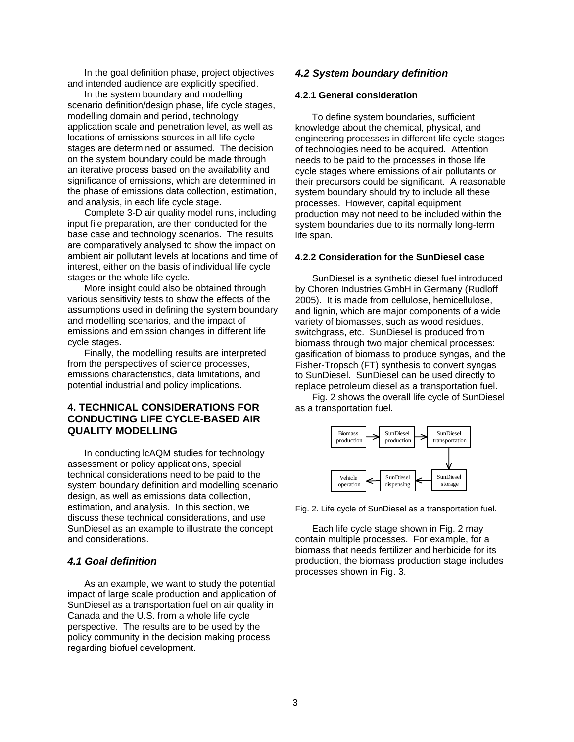In the goal definition phase, project objectives and intended audience are explicitly specified.

In the system boundary and modelling scenario definition/design phase, life cycle stages, modelling domain and period, technology application scale and penetration level, as well as locations of emissions sources in all life cycle stages are determined or assumed. The decision on the system boundary could be made through an iterative process based on the availability and significance of emissions, which are determined in the phase of emissions data collection, estimation, and analysis, in each life cycle stage.

Complete 3-D air quality model runs, including input file preparation, are then conducted for the base case and technology scenarios. The results are comparatively analysed to show the impact on ambient air pollutant levels at locations and time of interest, either on the basis of individual life cycle stages or the whole life cycle.

More insight could also be obtained through various sensitivity tests to show the effects of the assumptions used in defining the system boundary and modelling scenarios, and the impact of emissions and emission changes in different life cycle stages.

Finally, the modelling results are interpreted from the perspectives of science processes, emissions characteristics, data limitations, and potential industrial and policy implications.

## 4. TECHNICAL CONSIDERATIONS FOR CONDUCTING LIFE CYCLE-BASED AIR QUALITY MODELLING

In conducting lcAQM studies for technology assessment or policy applications, special technical considerations need to be paid to the system boundary definition and modelling scenario design, as well as emissions data collection, estimation, and analysis. In this section, we discuss these technical considerations, and use SunDiesel as an example to illustrate the concept and considerations.

### *4.1 Goal definition*

As an example, we want to study the potential impact of large scale production and application of SunDiesel as a transportation fuel on air quality in Canada and the U.S. from a whole life cycle perspective. The results are to be used by the policy community in the decision making process regarding biofuel development.

### *4.2 System boundary definition*

#### 4.2.1 General consideration

To define system boundaries, sufficient knowledge about the chemical, physical, and engineering processes in different life cycle stages of technologies need to be acquired. Attention needs to be paid to the processes in those life cycle stages where emissions of air pollutants or their precursors could be significant. A reasonable system boundary should try to include all these processes. However, capital equipment production may not need to be included within the system boundaries due to its normally long-term life span.

#### 4.2.2 Consideration for the SunDiesel case

SunDiesel is a synthetic diesel fuel introduced by Choren Industries GmbH in Germany (Rudloff 2005). It is made from cellulose, hemicellulose, and lignin, which are major components of a wide variety of biomasses, such as wood residues, switchgrass, etc. SunDiesel is produced from biomass through two major chemical processes: gasification of biomass to produce syngas, and the Fisher-Tropsch (FT) synthesis to convert syngas to SunDiesel. SunDiesel can be used directly to replace petroleum diesel as a transportation fuel.

Fig. 2 shows the overall life cycle of SunDiesel as a transportation fuel.

Biomass production → SunDiesel production → SunDiesel transportation → SunDiesel storage → SunDiesel dispensing → Vehicle operation

Fig. 2. Life cycle of SunDiesel as a transportation fuel.

Each life cycle stage shown in Fig. 2 may contain multiple processes. For example, for a biomass that needs fertilizer and herbicide for its production, the biomass production stage includes processes shown in Fig. 3.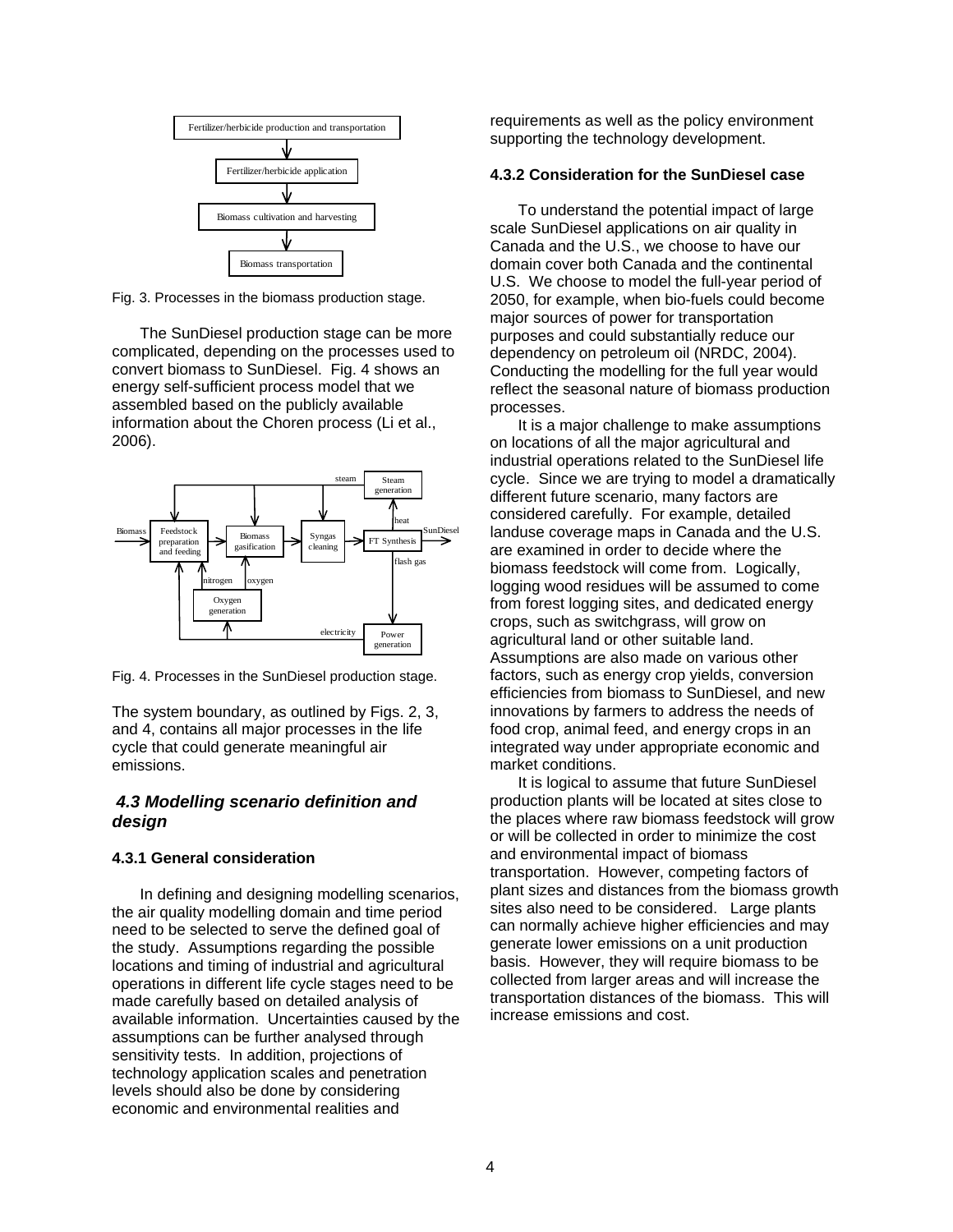Fig. 3. Processes in the biomass production stage.

The SunDiesel production stage can be more complicated, depending on the processes used to convert biomass to SunDiesel. Fig. 4 shows an energy self-sufficient process model that we assembled based on the publicly available information about the Choren process (Li et al., 2006).

Fig. 4. Processes in the SunDiesel production stage.

The system boundary, as outlined by Figs. 2, 3, and 4, contains all major processes in the life cycle that could generate meaningful air emissions.

### *4.3 Modelling scenario definition and design*

#### 4.3.1 General consideration

In defining and designing modelling scenarios, the air quality modelling domain and time period need to be selected to serve the defined goal of the study. Assumptions regarding the possible locations and timing of industrial and agricultural operations in different life cycle stages need to be made carefully based on detailed analysis of available information. Uncertainties caused by the assumptions can be further analysed through sensitivity tests. In addition, projections of technology application scales and penetration levels should also be done by considering economic and environmental realities and requirements as well as the policy environment supporting the technology development.

#### 4.3.2 Consideration for the SunDiesel case

To understand the potential impact of large scale SunDiesel applications on air quality in Canada and the U.S., we choose to have our domain cover both Canada and the continental U.S. We choose to model the full-year period of 2050, for example, when bio-fuels could become major sources of power for transportation purposes and could substantially reduce our dependency on petroleum oil (NRDC, 2004). Conducting the modelling for the full year would reflect the seasonal nature of biomass production processes.

It is a major challenge to make assumptions on locations of all the major agricultural and industrial operations related to the SunDiesel life cycle. Since we are trying to model a dramatically different future scenario, many factors are considered carefully. For example, detailed landuse coverage maps in Canada and the U.S. are examined in order to decide where the biomass feedstock will come from. Logically, logging wood residues will be assumed to come from forest logging sites, and dedicated energy crops, such as switchgrass, will grow on agricultural land or other suitable land. Assumptions are also made on various other factors, such as energy crop yields, conversion efficiencies from biomass to SunDiesel, and new innovations by farmers to address the needs of food crop, animal feed, and energy crops in an integrated way under appropriate economic and market conditions.

It is logical to assume that future SunDiesel production plants will be located at sites close to the places where raw biomass feedstock will grow or will be collected in order to minimize the cost and environmental impact of biomass transportation. However, competing factors of plant sizes and distances from the biomass growth sites also need to be considered. Large plants can normally achieve higher efficiencies and may generate lower emissions on a unit production basis. However, they will require biomass to be collected from larger areas and will increase the transportation distances of the biomass. This will increase emissions and cost.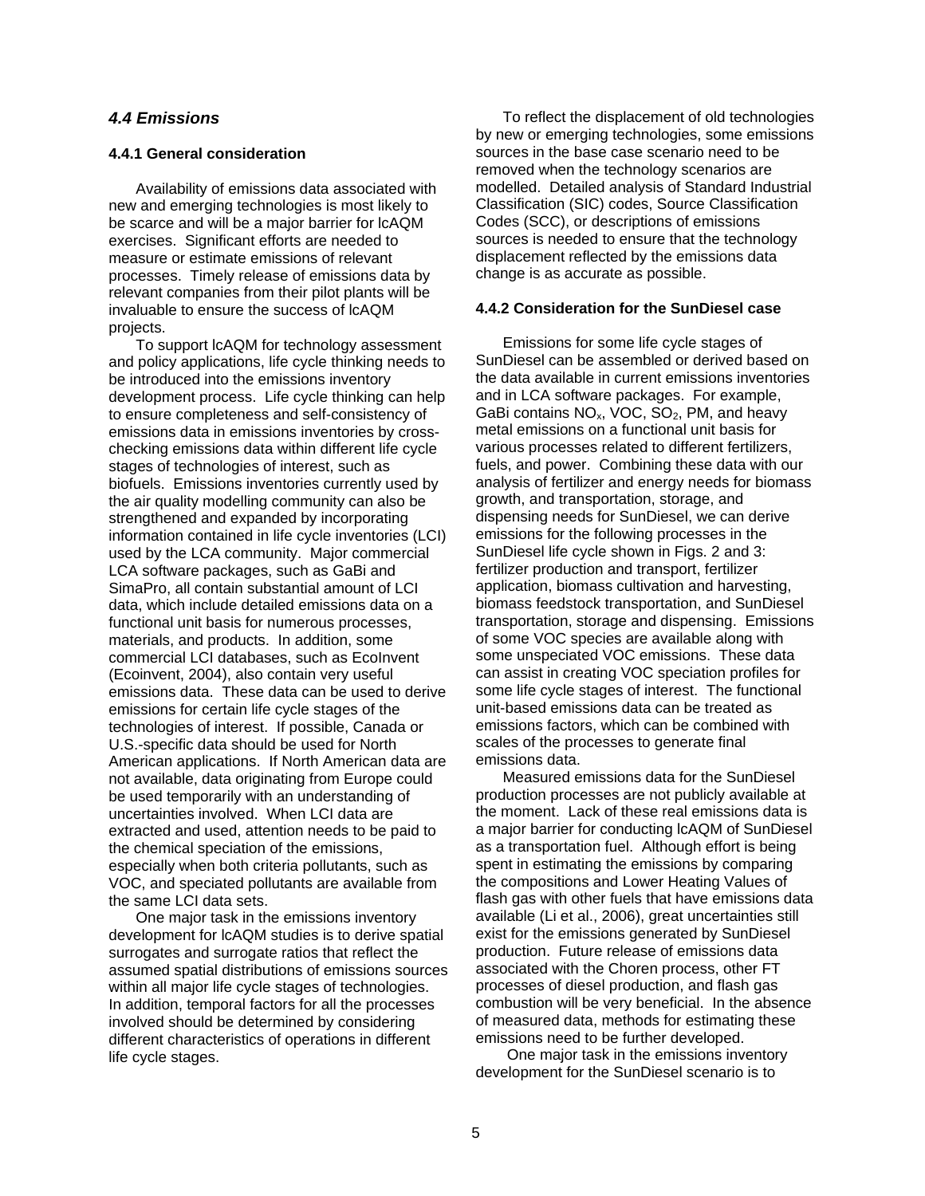### *4.4 Emissions*

#### 4.4.1 General consideration

Availability of emissions data associated with new and emerging technologies is most likely to be scarce and will be a major barrier for lcAQM exercises. Significant efforts are needed to measure or estimate emissions of relevant processes. Timely release of emissions data by relevant companies from their pilot plants will be invaluable to ensure the success of lcAQM projects.

To support lcAQM for technology assessment and policy applications, life cycle thinking needs to be introduced into the emissions inventory development process. Life cycle thinking can help to ensure completeness and self-consistency of emissions data in emissions inventories by cross-checking emissions data within different life cycle stages of technologies of interest, such as biofuels. Emissions inventories currently used by the air quality modelling community can also be strengthened and expanded by incorporating information contained in life cycle inventories (LCI) used by the LCA community. Major commercial LCA software packages, such as GaBi and SimaPro, all contain substantial amount of LCI data, which include detailed emissions data on a functional unit basis for numerous processes, materials, and products. In addition, some commercial LCI databases, such as EcoInvent (Ecoinvent, 2004), also contain very useful emissions data. These data can be used to derive emissions for certain life cycle stages of the technologies of interest. If possible, Canada or U.S.-specific data should be used for North American applications. If North American data are not available, data originating from Europe could be used temporarily with an understanding of uncertainties involved. When LCI data are extracted and used, attention needs to be paid to the chemical speciation of the emissions, especially when both criteria pollutants, such as VOC, and speciated pollutants are available from the same LCI data sets.

One major task in the emissions inventory development for lcAQM studies is to derive spatial surrogates and surrogate ratios that reflect the assumed spatial distributions of emissions sources within all major life cycle stages of technologies. In addition, temporal factors for all the processes involved should be determined by considering different characteristics of operations in different life cycle stages.

To reflect the displacement of old technologies by new or emerging technologies, some emissions sources in the base case scenario need to be removed when the technology scenarios are modelled. Detailed analysis of Standard Industrial Classification (SIC) codes, Source Classification Codes (SCC), or descriptions of emissions sources is needed to ensure that the technology displacement reflected by the emissions data change is as accurate as possible.

#### 4.4.2 Consideration for the SunDiesel case

Emissions for some life cycle stages of SunDiesel can be assembled or derived based on the data available in current emissions inventories and in LCA software packages. For example, GaBi contains $NO_x$, VOC, $SO_2$, PM, and heavy metal emissions on a functional unit basis for various processes related to different fertilizers, fuels, and power. Combining these data with our analysis of fertilizer and energy needs for biomass growth, and transportation, storage, and dispensing needs for SunDiesel, we can derive emissions for the following processes in the SunDiesel life cycle shown in Figs. 2 and 3: fertilizer production and transport, fertilizer application, biomass cultivation and harvesting, biomass feedstock transportation, and SunDiesel transportation, storage and dispensing. Emissions of some VOC species are available along with some unspeciated VOC emissions. These data can assist in creating VOC speciation profiles for some life cycle stages of interest. The functional unit-based emissions data can be treated as emissions factors, which can be combined with scales of the processes to generate final emissions data.

Measured emissions data for the SunDiesel production processes are not publicly available at the moment. Lack of these real emissions data is a major barrier for conducting lcAQM of SunDiesel as a transportation fuel. Although effort is being spent in estimating the emissions by comparing the compositions and Lower Heating Values of flash gas with other fuels that have emissions data available (Li et al., 2006), great uncertainties still exist for the emissions generated by SunDiesel production. Future release of emissions data associated with the Choren process, other FT processes of diesel production, and flash gas combustion will be very beneficial. In the absence of measured data, methods for estimating these emissions need to be further developed.

One major task in the emissions inventory development for the SunDiesel scenario is to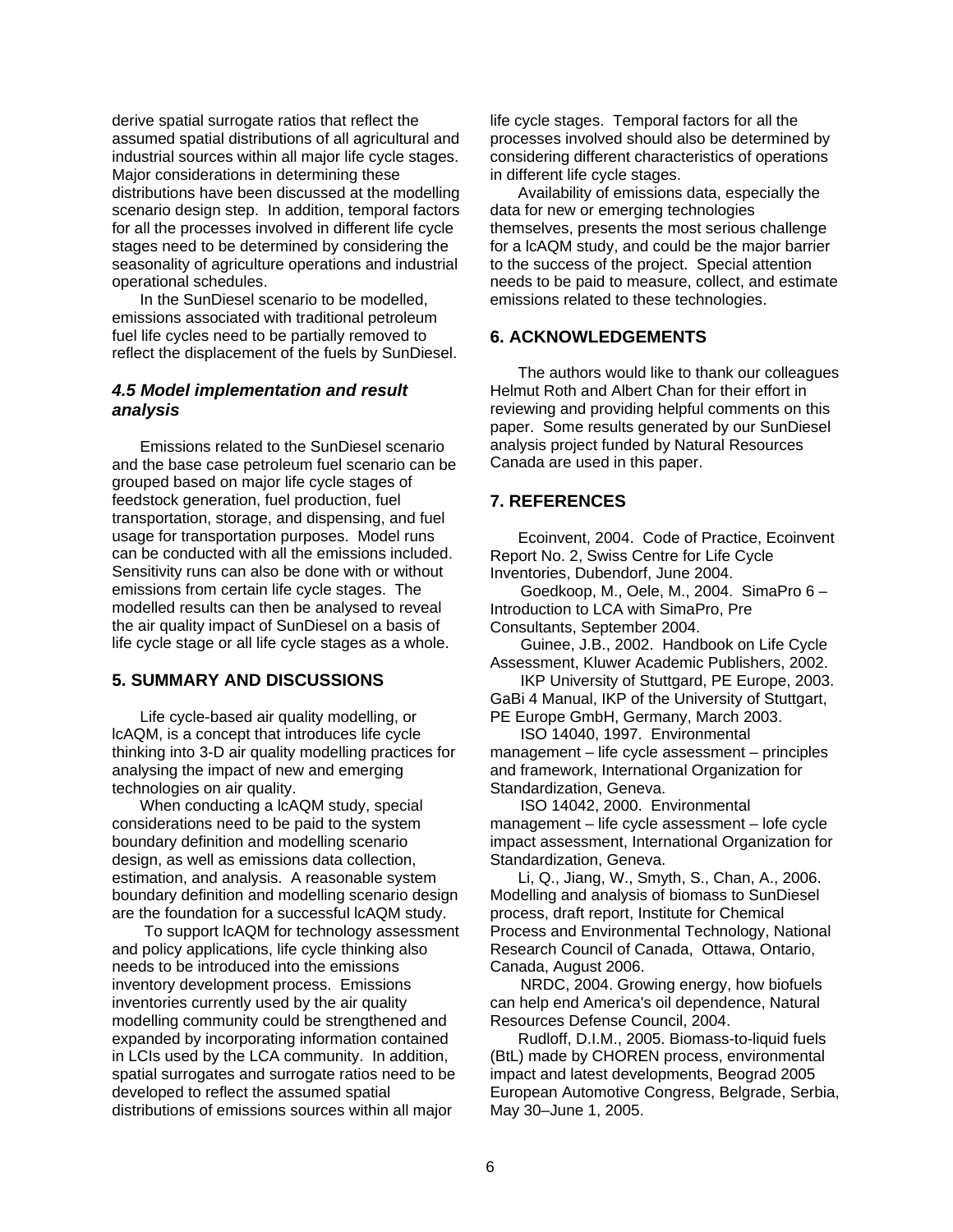derive spatial surrogate ratios that reflect the assumed spatial distributions of all agricultural and industrial sources within all major life cycle stages. Major considerations in determining these distributions have been discussed at the modelling scenario design step. In addition, temporal factors for all the processes involved in different life cycle stages need to be determined by considering the seasonality of agriculture operations and industrial operational schedules.

In the SunDiesel scenario to be modelled, emissions associated with traditional petroleum fuel life cycles need to be partially removed to reflect the displacement of the fuels by SunDiesel.

### *4.5 Model implementation and result analysis*

Emissions related to the SunDiesel scenario and the base case petroleum fuel scenario can be grouped based on major life cycle stages of feedstock generation, fuel production, fuel transportation, storage, and dispensing, and fuel usage for transportation purposes. Model runs can be conducted with all the emissions included. Sensitivity runs can also be done with or without emissions from certain life cycle stages. The modelled results can then be analysed to reveal the air quality impact of SunDiesel on a basis of life cycle stage or all life cycle stages as a whole.

## 5. SUMMARY AND DISCUSSIONS

Life cycle-based air quality modelling, or lcAQM, is a concept that introduces life cycle thinking into 3-D air quality modelling practices for analysing the impact of new and emerging technologies on air quality.

When conducting a lcAQM study, special considerations need to be paid to the system boundary definition and modelling scenario design, as well as emissions data collection, estimation, and analysis. A reasonable system boundary definition and modelling scenario design are the foundation for a successful lcAQM study.

To support lcAQM for technology assessment and policy applications, life cycle thinking also needs to be introduced into the emissions inventory development process. Emissions inventories currently used by the air quality modelling community could be strengthened and expanded by incorporating information contained in LCIs used by the LCA community. In addition, spatial surrogates and surrogate ratios need to be developed to reflect the assumed spatial distributions of emissions sources within all major life cycle stages. Temporal factors for all the processes involved should also be determined by considering different characteristics of operations in different life cycle stages.

Availability of emissions data, especially the data for new or emerging technologies themselves, presents the most serious challenge for a lcAQM study, and could be the major barrier to the success of the project. Special attention needs to be paid to measure, collect, and estimate emissions related to these technologies.

## 6. ACKNOWLEDGEMENTS

The authors would like to thank our colleagues Helmut Roth and Albert Chan for their effort in reviewing and providing helpful comments on this paper. Some results generated by our SunDiesel analysis project funded by Natural Resources Canada are used in this paper.

## 7. REFERENCES

Ecoinvent, 2004. Code of Practice, Ecoinvent Report No. 2, Swiss Centre for Life Cycle Inventories, Dubendorf, June 2004.

Goedkoop, M., Oele, M., 2004. SimaPro 6 – Introduction to LCA with SimaPro, Pre Consultants, September 2004.

Guinee, J.B., 2002. Handbook on Life Cycle Assessment, Kluwer Academic Publishers, 2002.

IKP University of Stuttgard, PE Europe, 2003. GaBi 4 Manual, IKP of the University of Stuttgart, PE Europe GmbH, Germany, March 2003.

ISO 14040, 1997. Environmental management – life cycle assessment – principles and framework, International Organization for Standardization, Geneva.

ISO 14042, 2000. Environmental management – life cycle assessment – lofe cycle impact assessment, International Organization for Standardization, Geneva.

Li, Q., Jiang, W., Smyth, S., Chan, A., 2006. Modelling and analysis of biomass to SunDiesel process, draft report, Institute for Chemical Process and Environmental Technology, National Research Council of Canada, Ottawa, Ontario, Canada, August 2006.

NRDC, 2004. Growing energy, how biofuels can help end America's oil dependence, Natural Resources Defense Council, 2004.

Rudloff, D.I.M., 2005. Biomass-to-liquid fuels (BtL) made by CHOREN process, environmental impact and latest developments, Beograd 2005 European Automotive Congress, Belgrade, Serbia, May 30–June 1, 2005.